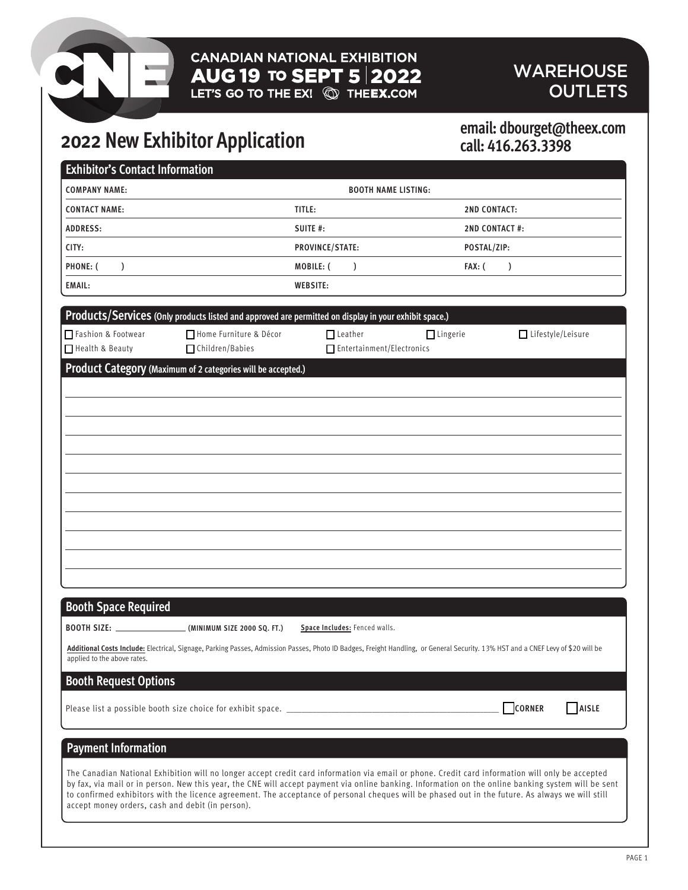CANADIAN NATIONAL EXHIBITION
AUG 19 TO SEPT 5 | 2022
LET'S GO TO THE EX! THEEX.COM

WAREHOUSE OUTLETS

# 2022 New Exhibitor Application

**email: dbourget@theex.com**
**call: 416.263.3398**

## Exhibitor's Contact Information

| | | |
|---|---|---|
| COMPANY NAME: | BOOTH NAME LISTING: | |
| CONTACT NAME: | TITLE: | 2ND CONTACT: |
| ADDRESS: | SUITE #: | 2ND CONTACT #: |
| CITY: | PROVINCE/STATE: | POSTAL/ZIP: |
| PHONE: ( ) | MOBILE: ( ) | FAX: ( ) |
| EMAIL: | WEBSITE: | |

## Products/Services (Only products listed and approved are permitted on display in your exhibit space.)

- ☐ Fashion & Footwear
- ☐ Home Furniture & Décor
- ☐ Leather
- ☐ Lingerie
- ☐ Lifestyle/Leisure
- ☐ Health & Beauty
- ☐ Children/Babies
- ☐ Entertainment/Electronics

## Product Category (Maximum of 2 categories will be accepted.)

## Booth Space Required

**BOOTH SIZE:** ________________ **(MINIMUM SIZE 2000 SQ. FT.)** **Space Includes:** Fenced walls.

**Additional Costs Include:** Electrical, Signage, Parking Passes, Admission Passes, Photo ID Badges, Freight Handling, or General Security. 13% HST and a CNEF Levy of $20 will be applied to the above rates.

## Booth Request Options

Please list a possible booth size choice for exhibit space. ______________________________ ☐ CORNER ☐ AISLE

## Payment Information

The Canadian National Exhibition will no longer accept credit card information via email or phone. Credit card information will only be accepted by fax, via mail or in person. New this year, the CNE will accept payment via online banking. Information on the online banking system will be sent to confirmed exhibitors with the licence agreement. The acceptance of personal cheques will be phased out in the future. As always we will still accept money orders, cash and debit (in person).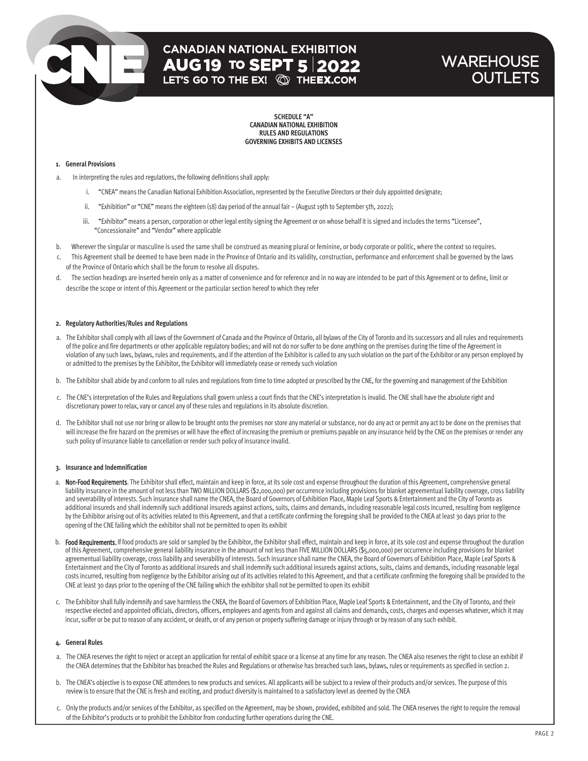**SCHEDULE "A"**
**CANADIAN NATIONAL EXHIBITION**
**RULES AND REGULATIONS**
**GOVERNING EXHIBITS AND LICENSES**

## 1. General Provisions

a. In interpreting the rules and regulations, the following definitions shall apply:

   i. "CNEA" means the Canadian National Exhibition Association, represented by the Executive Directors or their duly appointed designate;

   ii. "Exhibition" or "CNE" means the eighteen (18) day period of the annual fair – (August 19th to September 5th, 2022);

   iii. "Exhibitor" means a person, corporation or other legal entity signing the Agreement or on whose behalf it is signed and includes the terms "Licensee", "Concessionaire" and "Vendor" where applicable

b. Wherever the singular or masculine is used the same shall be construed as meaning plural or feminine, or body corporate or politic, where the context so requires.

c. This Agreement shall be deemed to have been made in the Province of Ontario and its validity, construction, performance and enforcement shall be governed by the laws of the Province of Ontario which shall be the forum to resolve all disputes.

d. The section headings are inserted herein only as a matter of convenience and for reference and in no way are intended to be part of this Agreement or to define, limit or describe the scope or intent of this Agreement or the particular section hereof to which they refer

## 2. Regulatory Authorities/Rules and Regulations

a. The Exhibitor shall comply with all laws of the Government of Canada and the Province of Ontario, all bylaws of the City of Toronto and its successors and all rules and requirements of the police and fire departments or other applicable regulatory bodies; and will not do nor suffer to be done anything on the premises during the time of the Agreement in violation of any such laws, bylaws, rules and requirements, and if the attention of the Exhibitor is called to any such violation on the part of the Exhibitor or any person employed by or admitted to the premises by the Exhibitor, the Exhibitor will immediately cease or remedy such violation

b. The Exhibitor shall abide by and conform to all rules and regulations from time to time adopted or prescribed by the CNE, for the governing and management of the Exhibition

c. The CNE's interpretation of the Rules and Regulations shall govern unless a court finds that the CNE's interpretation is invalid. The CNE shall have the absolute right and discretionary power to relax, vary or cancel any of these rules and regulations in its absolute discretion.

d. The Exhibitor shall not use nor bring or allow to be brought onto the premises nor store any material or substance, nor do any act or permit any act to be done on the premises that will increase the fire hazard on the premises or will have the effect of increasing the premium or premiums payable on any insurance held by the CNE on the premises or render any such policy of insurance liable to cancellation or render such policy of insurance invalid.

## 3. Insurance and Indemnification

a. **Non-Food Requirements**. The Exhibitor shall effect, maintain and keep in force, at its sole cost and expense throughout the duration of this Agreement, comprehensive general liability insurance in the amount of not less than TWO MILLION DOLLARS ($2,000,000) per occurrence including provisions for blanket agreementual liability coverage, cross liability and severability of interests. Such insurance shall name the CNEA, the Board of Governors of Exhibition Place, Maple Leaf Sports & Entertainment and the City of Toronto as additional insureds and shall indemnify such additional insureds against actions, suits, claims and demands, including reasonable legal costs incurred, resulting from negligence by the Exhibitor arising out of its activities related to this Agreement, and that a certificate confirming the foregoing shall be provided to the CNEA at least 30 days prior to the opening of the CNE failing which the exhibitor shall not be permitted to open its exhibit

b. **Food Requirements.** If food products are sold or sampled by the Exhibitor, the Exhibitor shall effect, maintain and keep in force, at its sole cost and expense throughout the duration of this Agreement, comprehensive general liability insurance in the amount of not less than FIVE MILLION DOLLARS ($5,000,000) per occurrence including provisions for blanket agreementual liability coverage, cross liability and severability of interests. Such insurance shall name the CNEA, the Board of Governors of Exhibition Place, Maple Leaf Sports & Entertainment and the City of Toronto as additional insureds and shall indemnify such additional insureds against actions, suits, claims and demands, including reasonable legal costs incurred, resulting from negligence by the Exhibitor arising out of its activities related to this Agreement, and that a certificate confirming the foregoing shall be provided to the CNE at least 30 days prior to the opening of the CNE failing which the exhibitor shall not be permitted to open its exhibit

c. The Exhibitor shall fully indemnify and save harmless the CNEA, the Board of Governors of Exhibition Place, Maple Leaf Sports & Entertainment, and the City of Toronto, and their respective elected and appointed officials, directors, officers, employees and agents from and against all claims and demands, costs, charges and expenses whatever, which it may incur, suffer or be put to reason of any accident, or death, or of any person or property suffering damage or injury through or by reason of any such exhibit.

## 4. General Rules

a. The CNEA reserves the right to reject or accept an application for rental of exhibit space or a license at any time for any reason. The CNEA also reserves the right to close an exhibit if the CNEA determines that the Exhibitor has breached the Rules and Regulations or otherwise has breached such laws, bylaws, rules or requirements as specified in section 2.

b. The CNEA's objective is to expose CNE attendees to new products and services. All applicants will be subject to a review of their products and/or services. The purpose of this review is to ensure that the CNE is fresh and exciting, and product diversity is maintained to a satisfactory level as deemed by the CNEA

c. Only the products and/or services of the Exhibitor, as specified on the Agreement, may be shown, provided, exhibited and sold. The CNEA reserves the right to require the removal of the Exhibitor's products or to prohibit the Exhibitor from conducting further operations during the CNE.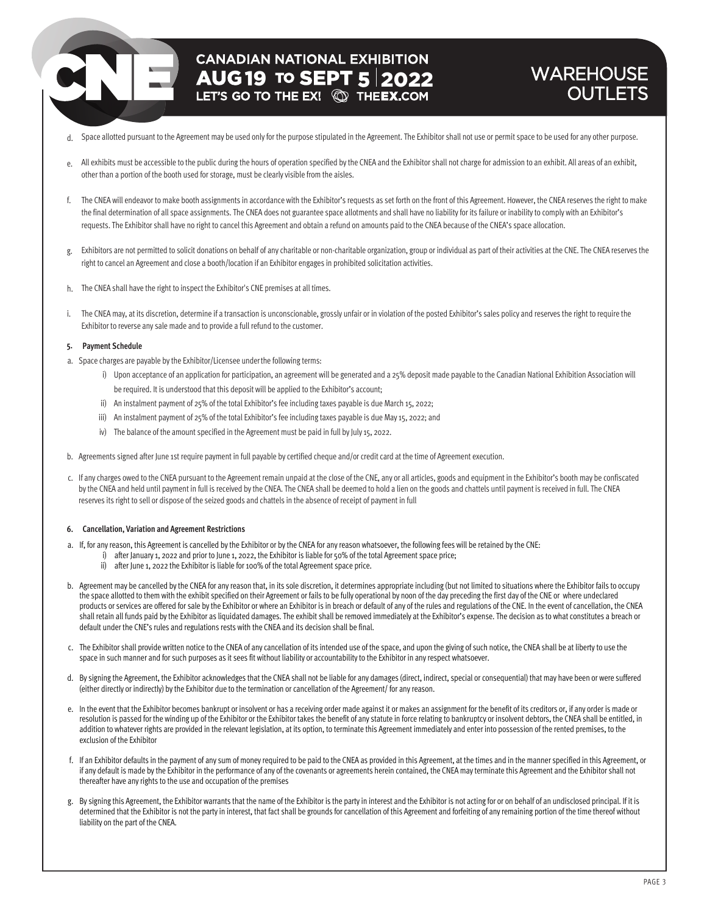d. Space allotted pursuant to the Agreement may be used only for the purpose stipulated in the Agreement. The Exhibitor shall not use or permit space to be used for any other purpose.

e. All exhibits must be accessible to the public during the hours of operation specified by the CNEA and the Exhibitor shall not charge for admission to an exhibit. All areas of an exhibit, other than a portion of the booth used for storage, must be clearly visible from the aisles.

f. The CNEA will endeavor to make booth assignments in accordance with the Exhibitor's requests as set forth on the front of this Agreement. However, the CNEA reserves the right to make the final determination of all space assignments. The CNEA does not guarantee space allotments and shall have no liability for its failure or inability to comply with an Exhibitor's requests. The Exhibitor shall have no right to cancel this Agreement and obtain a refund on amounts paid to the CNEA because of the CNEA's space allocation.

g. Exhibitors are not permitted to solicit donations on behalf of any charitable or non-charitable organization, group or individual as part of their activities at the CNE. The CNEA reserves the right to cancel an Agreement and close a booth/location if an Exhibitor engages in prohibited solicitation activities.

h. The CNEA shall have the right to inspect the Exhibitor's CNE premises at all times.

i. The CNEA may, at its discretion, determine if a transaction is unconscionable, grossly unfair or in violation of the posted Exhibitor's sales policy and reserves the right to require the Exhibitor to reverse any sale made and to provide a full refund to the customer.

**5. Payment Schedule**

a. Space charges are payable by the Exhibitor/Licensee under the following terms:

i) Upon acceptance of an application for participation, an agreement will be generated and a 25% deposit made payable to the Canadian National Exhibition Association will be required. It is understood that this deposit will be applied to the Exhibitor's account;

ii) An instalment payment of 25% of the total Exhibitor's fee including taxes payable is due March 15, 2022;

iii) An instalment payment of 25% of the total Exhibitor's fee including taxes payable is due May 15, 2022; and

iv) The balance of the amount specified in the Agreement must be paid in full by July 15, 2022.

b. Agreements signed after June 1st require payment in full payable by certified cheque and/or credit card at the time of Agreement execution.

c. If any charges owed to the CNEA pursuant to the Agreement remain unpaid at the close of the CNE, any or all articles, goods and equipment in the Exhibitor's booth may be confiscated by the CNEA and held until payment in full is received by the CNEA. The CNEA shall be deemed to hold a lien on the goods and chattels until payment is received in full. The CNEA reserves its right to sell or dispose of the seized goods and chattels in the absence of receipt of payment in full

**6. Cancellation, Variation and Agreement Restrictions**

a. If, for any reason, this Agreement is cancelled by the Exhibitor or by the CNEA for any reason whatsoever, the following fees will be retained by the CNE:

i) after January 1, 2022 and prior to June 1, 2022, the Exhibitor is liable for 50% of the total Agreement space price;

ii) after June 1, 2022 the Exhibitor is liable for 100% of the total Agreement space price.

b. Agreement may be cancelled by the CNEA for any reason that, in its sole discretion, it determines appropriate including (but not limited to situations where the Exhibitor fails to occupy the space allotted to them with the exhibit specified on their Agreement or fails to be fully operational by noon of the day preceding the first day of the CNE or where undeclared products or services are offered for sale by the Exhibitor or where an Exhibitor is in breach or default of any of the rules and regulations of the CNE. In the event of cancellation, the CNEA shall retain all funds paid by the Exhibitor as liquidated damages. The exhibit shall be removed immediately at the Exhibitor's expense. The decision as to what constitutes a breach or default under the CNE's rules and regulations rests with the CNEA and its decision shall be final.

c. The Exhibitor shall provide written notice to the CNEA of any cancellation of its intended use of the space, and upon the giving of such notice, the CNEA shall be at liberty to use the space in such manner and for such purposes as it sees fit without liability or accountability to the Exhibitor in any respect whatsoever.

d. By signing the Agreement, the Exhibitor acknowledges that the CNEA shall not be liable for any damages (direct, indirect, special or consequential) that may have been or were suffered (either directly or indirectly) by the Exhibitor due to the termination or cancellation of the Agreement/ for any reason.

e. In the event that the Exhibitor becomes bankrupt or insolvent or has a receiving order made against it or makes an assignment for the benefit of its creditors or, if any order is made or resolution is passed for the winding up of the Exhibitor or the Exhibitor takes the benefit of any statute in force relating to bankruptcy or insolvent debtors, the CNEA shall be entitled, in addition to whatever rights are provided in the relevant legislation, at its option, to terminate this Agreement immediately and enter into possession of the rented premises, to the exclusion of the Exhibitor

f. If an Exhibitor defaults in the payment of any sum of money required to be paid to the CNEA as provided in this Agreement, at the times and in the manner specified in this Agreement, or if any default is made by the Exhibitor in the performance of any of the covenants or agreements herein contained, the CNEA may terminate this Agreement and the Exhibitor shall not thereafter have any rights to the use and occupation of the premises

g. By signing this Agreement, the Exhibitor warrants that the name of the Exhibitor is the party in interest and the Exhibitor is not acting for or on behalf of an undisclosed principal. If it is determined that the Exhibitor is not the party in interest, that fact shall be grounds for cancellation of this Agreement and forfeiting of any remaining portion of the time thereof without liability on the part of the CNEA.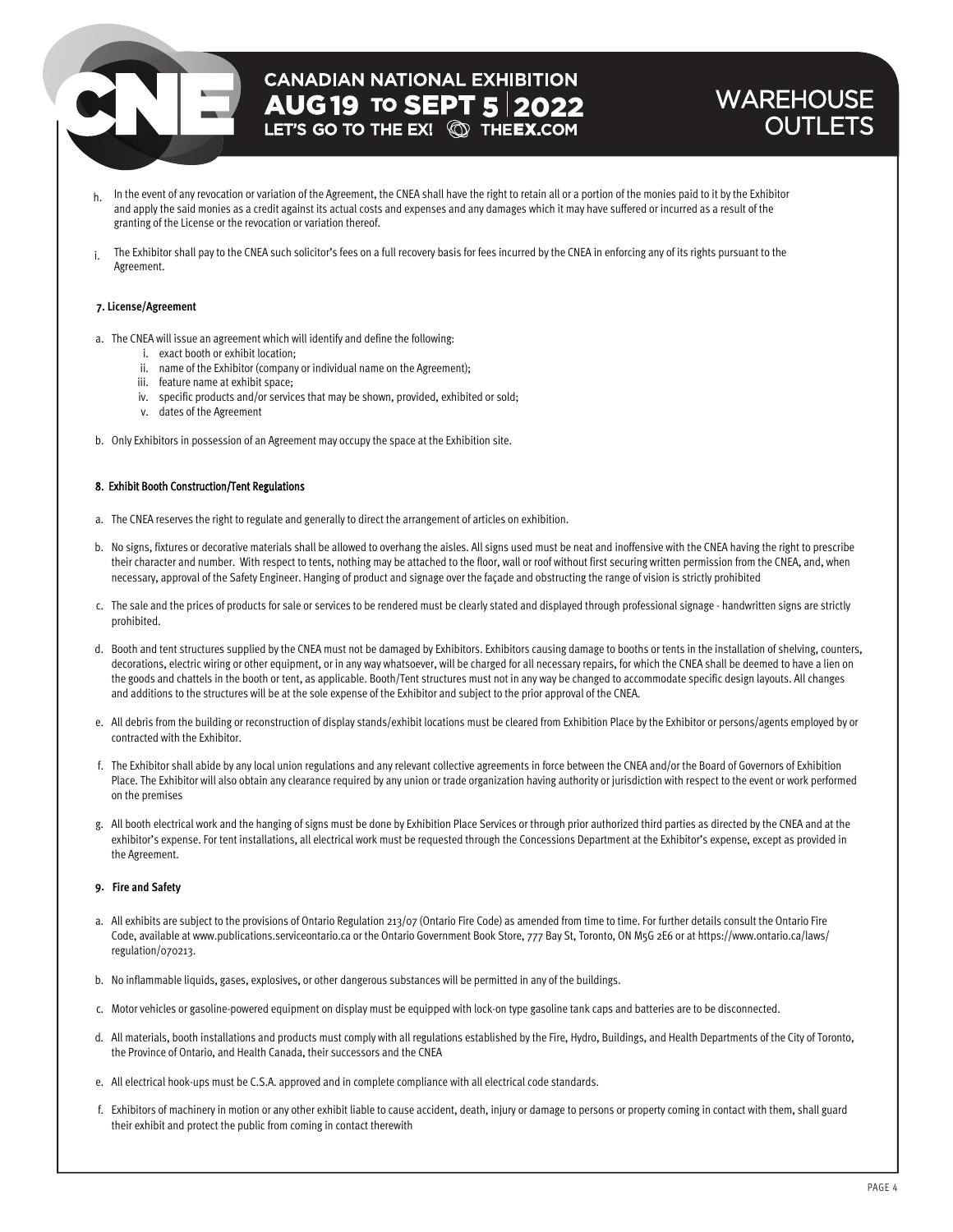h. In the event of any revocation or variation of the Agreement, the CNEA shall have the right to retain all or a portion of the monies paid to it by the Exhibitor and apply the said monies as a credit against its actual costs and expenses and any damages which it may have suffered or incurred as a result of the granting of the License or the revocation or variation thereof.

i. The Exhibitor shall pay to the CNEA such solicitor's fees on a full recovery basis for fees incurred by the CNEA in enforcing any of its rights pursuant to the Agreement.

### 7. License/Agreement

a. The CNEA will issue an agreement which will identify and define the following:
   i. exact booth or exhibit location;
   ii. name of the Exhibitor (company or individual name on the Agreement);
   iii. feature name at exhibit space;
   iv. specific products and/or services that may be shown, provided, exhibited or sold;
   v. dates of the Agreement

b. Only Exhibitors in possession of an Agreement may occupy the space at the Exhibition site.

### 8. Exhibit Booth Construction/Tent Regulations

a. The CNEA reserves the right to regulate and generally to direct the arrangement of articles on exhibition.

b. No signs, fixtures or decorative materials shall be allowed to overhang the aisles. All signs used must be neat and inoffensive with the CNEA having the right to prescribe their character and number. With respect to tents, nothing may be attached to the floor, wall or roof without first securing written permission from the CNEA, and, when necessary, approval of the Safety Engineer. Hanging of product and signage over the façade and obstructing the range of vision is strictly prohibited

c. The sale and the prices of products for sale or services to be rendered must be clearly stated and displayed through professional signage - handwritten signs are strictly prohibited.

d. Booth and tent structures supplied by the CNEA must not be damaged by Exhibitors. Exhibitors causing damage to booths or tents in the installation of shelving, counters, decorations, electric wiring or other equipment, or in any way whatsoever, will be charged for all necessary repairs, for which the CNEA shall be deemed to have a lien on the goods and chattels in the booth or tent, as applicable. Booth/Tent structures must not in any way be changed to accommodate specific design layouts. All changes and additions to the structures will be at the sole expense of the Exhibitor and subject to the prior approval of the CNEA.

e. All debris from the building or reconstruction of display stands/exhibit locations must be cleared from Exhibition Place by the Exhibitor or persons/agents employed by or contracted with the Exhibitor.

f. The Exhibitor shall abide by any local union regulations and any relevant collective agreements in force between the CNEA and/or the Board of Governors of Exhibition Place. The Exhibitor will also obtain any clearance required by any union or trade organization having authority or jurisdiction with respect to the event or work performed on the premises

g. All booth electrical work and the hanging of signs must be done by Exhibition Place Services or through prior authorized third parties as directed by the CNEA and at the exhibitor's expense. For tent installations, all electrical work must be requested through the Concessions Department at the Exhibitor's expense, except as provided in the Agreement.

### 9. Fire and Safety

a. All exhibits are subject to the provisions of Ontario Regulation 213/07 (Ontario Fire Code) as amended from time to time. For further details consult the Ontario Fire Code, available at www.publications.serviceontario.ca or the Ontario Government Book Store, 777 Bay St, Toronto, ON M5G 2E6 or at https://www.ontario.ca/laws/regulation/070213.

b. No inflammable liquids, gases, explosives, or other dangerous substances will be permitted in any of the buildings.

c. Motor vehicles or gasoline-powered equipment on display must be equipped with lock-on type gasoline tank caps and batteries are to be disconnected.

d. All materials, booth installations and products must comply with all regulations established by the Fire, Hydro, Buildings, and Health Departments of the City of Toronto, the Province of Ontario, and Health Canada, their successors and the CNEA

e. All electrical hook-ups must be C.S.A. approved and in complete compliance with all electrical code standards.

f. Exhibitors of machinery in motion or any other exhibit liable to cause accident, death, injury or damage to persons or property coming in contact with them, shall guard their exhibit and protect the public from coming in contact therewith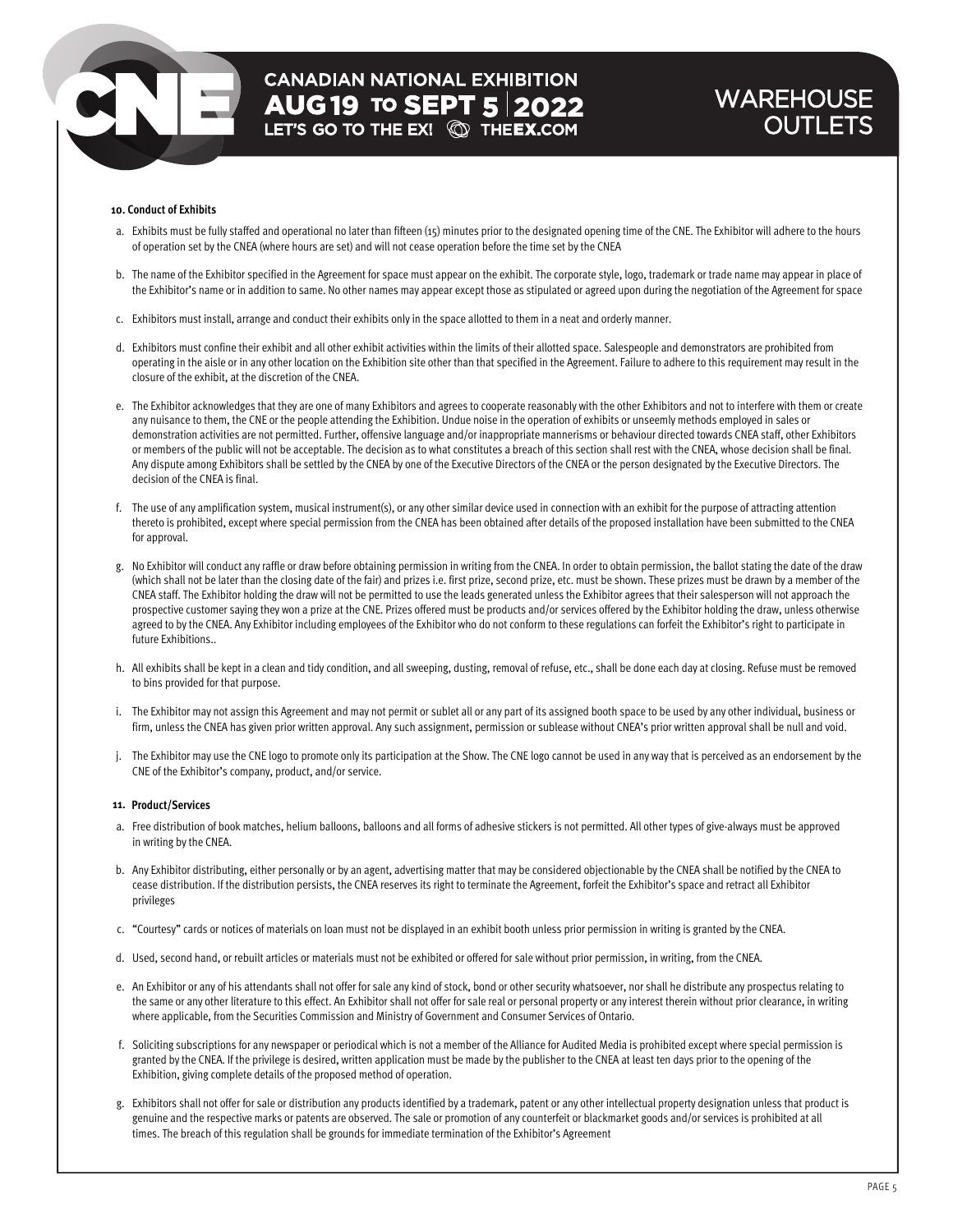#### 10. Conduct of Exhibits

a. Exhibits must be fully staffed and operational no later than fifteen (15) minutes prior to the designated opening time of the CNE. The Exhibitor will adhere to the hours of operation set by the CNEA (where hours are set) and will not cease operation before the time set by the CNEA

b. The name of the Exhibitor specified in the Agreement for space must appear on the exhibit. The corporate style, logo, trademark or trade name may appear in place of the Exhibitor's name or in addition to same. No other names may appear except those as stipulated or agreed upon during the negotiation of the Agreement for space

c. Exhibitors must install, arrange and conduct their exhibits only in the space allotted to them in a neat and orderly manner.

d. Exhibitors must confine their exhibit and all other exhibit activities within the limits of their allotted space. Salespeople and demonstrators are prohibited from operating in the aisle or in any other location on the Exhibition site other than that specified in the Agreement. Failure to adhere to this requirement may result in the closure of the exhibit, at the discretion of the CNEA.

e. The Exhibitor acknowledges that they are one of many Exhibitors and agrees to cooperate reasonably with the other Exhibitors and not to interfere with them or create any nuisance to them, the CNE or the people attending the Exhibition. Undue noise in the operation of exhibits or unseemly methods employed in sales or demonstration activities are not permitted. Further, offensive language and/or inappropriate mannerisms or behaviour directed towards CNEA staff, other Exhibitors or members of the public will not be acceptable. The decision as to what constitutes a breach of this section shall rest with the CNEA, whose decision shall be final. Any dispute among Exhibitors shall be settled by the CNEA by one of the Executive Directors of the CNEA or the person designated by the Executive Directors. The decision of the CNEA is final.

f. The use of any amplification system, musical instrument(s), or any other similar device used in connection with an exhibit for the purpose of attracting attention thereto is prohibited, except where special permission from the CNEA has been obtained after details of the proposed installation have been submitted to the CNEA for approval.

g. No Exhibitor will conduct any raffle or draw before obtaining permission in writing from the CNEA. In order to obtain permission, the ballot stating the date of the draw (which shall not be later than the closing date of the fair) and prizes i.e. first prize, second prize, etc. must be shown. These prizes must be drawn by a member of the CNEA staff. The Exhibitor holding the draw will not be permitted to use the leads generated unless the Exhibitor agrees that their salesperson will not approach the prospective customer saying they won a prize at the CNE. Prizes offered must be products and/or services offered by the Exhibitor holding the draw, unless otherwise agreed to by the CNEA. Any Exhibitor including employees of the Exhibitor who do not conform to these regulations can forfeit the Exhibitor's right to participate in future Exhibitions..

h. All exhibits shall be kept in a clean and tidy condition, and all sweeping, dusting, removal of refuse, etc., shall be done each day at closing. Refuse must be removed to bins provided for that purpose.

i. The Exhibitor may not assign this Agreement and may not permit or sublet all or any part of its assigned booth space to be used by any other individual, business or firm, unless the CNEA has given prior written approval. Any such assignment, permission or sublease without CNEA's prior written approval shall be null and void.

j. The Exhibitor may use the CNE logo to promote only its participation at the Show. The CNE logo cannot be used in any way that is perceived as an endorsement by the CNE of the Exhibitor's company, product, and/or service.

#### 11. Product/Services

a. Free distribution of book matches, helium balloons, balloons and all forms of adhesive stickers is not permitted. All other types of give-always must be approved in writing by the CNEA.

b. Any Exhibitor distributing, either personally or by an agent, advertising matter that may be considered objectionable by the CNEA shall be notified by the CNEA to cease distribution. If the distribution persists, the CNEA reserves its right to terminate the Agreement, forfeit the Exhibitor's space and retract all Exhibitor privileges

c. "Courtesy" cards or notices of materials on loan must not be displayed in an exhibit booth unless prior permission in writing is granted by the CNEA.

d. Used, second hand, or rebuilt articles or materials must not be exhibited or offered for sale without prior permission, in writing, from the CNEA.

e. An Exhibitor or any of his attendants shall not offer for sale any kind of stock, bond or other security whatsoever, nor shall he distribute any prospectus relating to the same or any other literature to this effect. An Exhibitor shall not offer for sale real or personal property or any interest therein without prior clearance, in writing where applicable, from the Securities Commission and Ministry of Government and Consumer Services of Ontario.

f. Soliciting subscriptions for any newspaper or periodical which is not a member of the Alliance for Audited Media is prohibited except where special permission is granted by the CNEA. If the privilege is desired, written application must be made by the publisher to the CNEA at least ten days prior to the opening of the Exhibition, giving complete details of the proposed method of operation.

g. Exhibitors shall not offer for sale or distribution any products identified by a trademark, patent or any other intellectual property designation unless that product is genuine and the respective marks or patents are observed. The sale or promotion of any counterfeit or blackmarket goods and/or services is prohibited at all times. The breach of this regulation shall be grounds for immediate termination of the Exhibitor's Agreement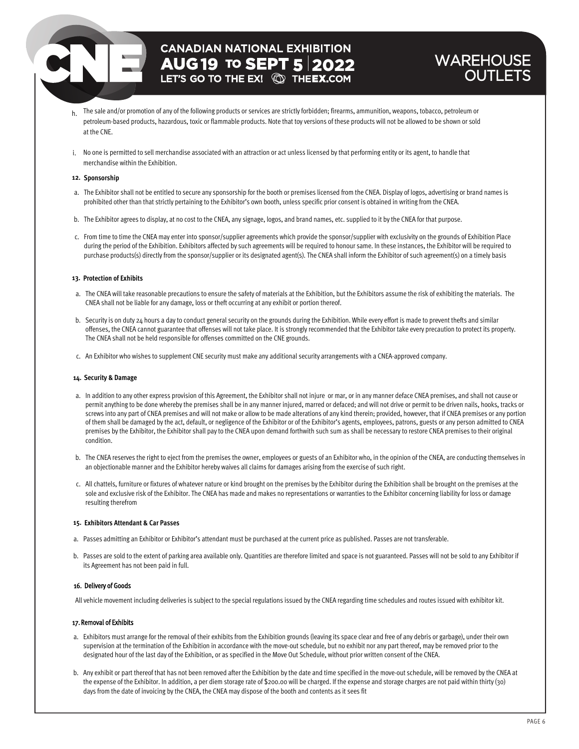h. The sale and/or promotion of any of the following products or services are strictly forbidden; firearms, ammunition, weapons, tobacco, petroleum or petroleum-based products, hazardous, toxic or flammable products. Note that toy versions of these products will not be allowed to be shown or sold at the CNE.

i. No one is permitted to sell merchandise associated with an attraction or act unless licensed by that performing entity or its agent, to handle that merchandise within the Exhibition.

**12. Sponsorship**

a. The Exhibitor shall not be entitled to secure any sponsorship for the booth or premises licensed from the CNEA. Display of logos, advertising or brand names is prohibited other than that strictly pertaining to the Exhibitor's own booth, unless specific prior consent is obtained in writing from the CNEA.

b. The Exhibitor agrees to display, at no cost to the CNEA, any signage, logos, and brand names, etc. supplied to it by the CNEA for that purpose.

c. From time to time the CNEA may enter into sponsor/supplier agreements which provide the sponsor/supplier with exclusivity on the grounds of Exhibition Place during the period of the Exhibition. Exhibitors affected by such agreements will be required to honour same. In these instances, the Exhibitor will be required to purchase products(s) directly from the sponsor/supplier or its designated agent(s). The CNEA shall inform the Exhibitor of such agreement(s) on a timely basis

**13. Protection of Exhibits**

a. The CNEA will take reasonable precautions to ensure the safety of materials at the Exhibition, but the Exhibitors assume the risk of exhibiting the materials. The CNEA shall not be liable for any damage, loss or theft occurring at any exhibit or portion thereof.

b. Security is on duty 24 hours a day to conduct general security on the grounds during the Exhibition. While every effort is made to prevent thefts and similar offenses, the CNEA cannot guarantee that offenses will not take place. It is strongly recommended that the Exhibitor take every precaution to protect its property. The CNEA shall not be held responsible for offenses committed on the CNE grounds.

c. An Exhibitor who wishes to supplement CNE security must make any additional security arrangements with a CNEA-approved company.

**14. Security & Damage**

a. In addition to any other express provision of this Agreement, the Exhibitor shall not injure or mar, or in any manner deface CNEA premises, and shall not cause or permit anything to be done whereby the premises shall be in any manner injured, marred or defaced; and will not drive or permit to be driven nails, hooks, tracks or screws into any part of CNEA premises and will not make or allow to be made alterations of any kind therein; provided, however, that if CNEA premises or any portion of them shall be damaged by the act, default, or negligence of the Exhibitor or of the Exhibitor's agents, employees, patrons, guests or any person admitted to CNEA premises by the Exhibitor, the Exhibitor shall pay to the CNEA upon demand forthwith such sum as shall be necessary to restore CNEA premises to their original condition.

b. The CNEA reserves the right to eject from the premises the owner, employees or guests of an Exhibitor who, in the opinion of the CNEA, are conducting themselves in an objectionable manner and the Exhibitor hereby waives all claims for damages arising from the exercise of such right.

c. All chattels, furniture or fixtures of whatever nature or kind brought on the premises by the Exhibitor during the Exhibition shall be brought on the premises at the sole and exclusive risk of the Exhibitor. The CNEA has made and makes no representations or warranties to the Exhibitor concerning liability for loss or damage resulting therefrom

**15. Exhibitors Attendant & Car Passes**

a. Passes admitting an Exhibitor or Exhibitor's attendant must be purchased at the current price as published. Passes are not transferable.

b. Passes are sold to the extent of parking area available only. Quantities are therefore limited and space is not guaranteed. Passes will not be sold to any Exhibitor if its Agreement has not been paid in full.

**16. Delivery of Goods**

All vehicle movement including deliveries is subject to the special regulations issued by the CNEA regarding time schedules and routes issued with exhibitor kit.

**17. Removal of Exhibits**

a. Exhibitors must arrange for the removal of their exhibits from the Exhibition grounds (leaving its space clear and free of any debris or garbage), under their own supervision at the termination of the Exhibition in accordance with the move-out schedule, but no exhibit nor any part thereof, may be removed prior to the designated hour of the last day of the Exhibition, or as specified in the Move Out Schedule, without prior written consent of the CNEA.

b. Any exhibit or part thereof that has not been removed after the Exhibition by the date and time specified in the move-out schedule, will be removed by the CNEA at the expense of the Exhibitor. In addition, a per diem storage rate of $200.00 will be charged. If the expense and storage charges are not paid within thirty (30) days from the date of invoicing by the CNEA, the CNEA may dispose of the booth and contents as it sees fit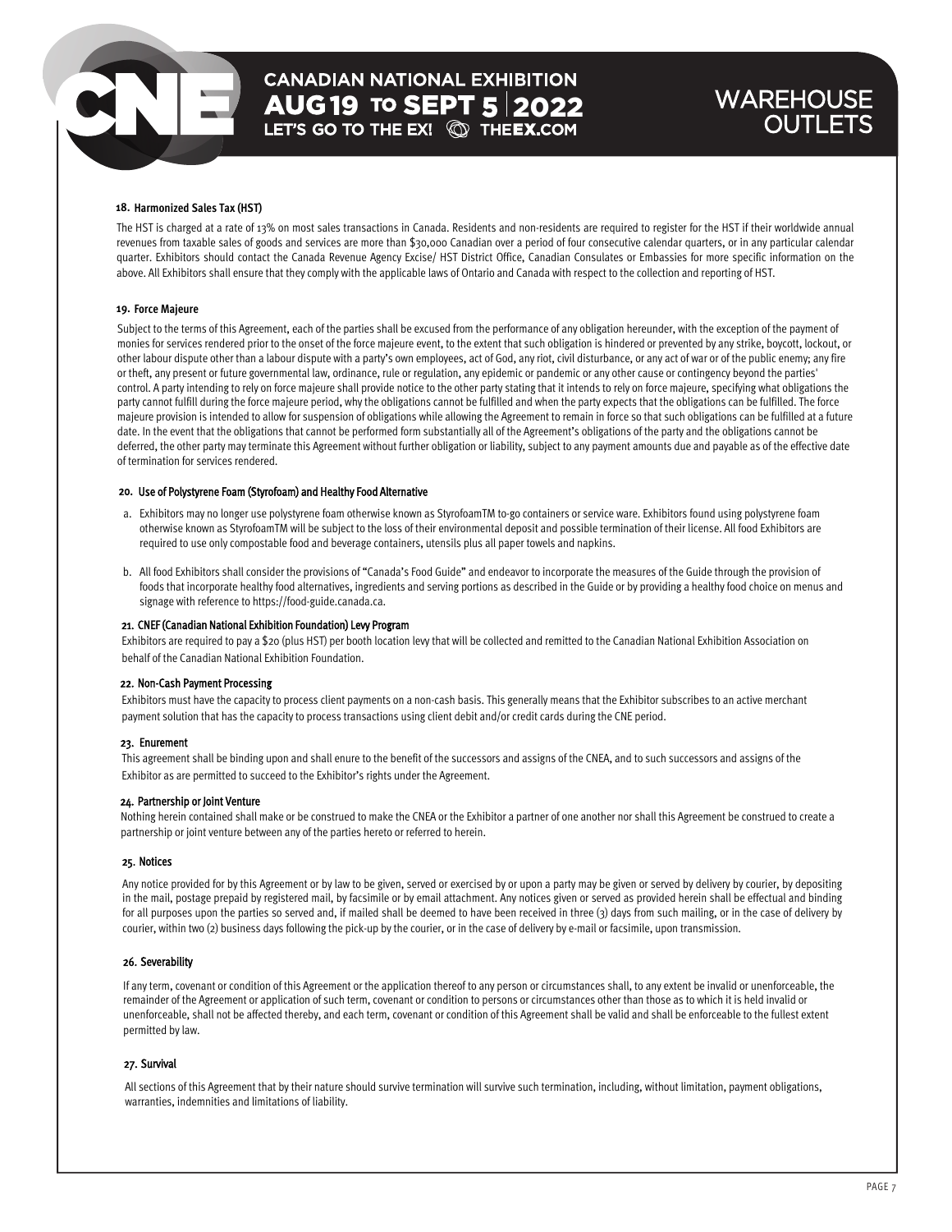#### 18. Harmonized Sales Tax (HST)

The HST is charged at a rate of 13% on most sales transactions in Canada. Residents and non-residents are required to register for the HST if their worldwide annual revenues from taxable sales of goods and services are more than $30,000 Canadian over a period of four consecutive calendar quarters, or in any particular calendar quarter. Exhibitors should contact the Canada Revenue Agency Excise/ HST District Office, Canadian Consulates or Embassies for more specific information on the above. All Exhibitors shall ensure that they comply with the applicable laws of Ontario and Canada with respect to the collection and reporting of HST.

#### 19. Force Majeure

Subject to the terms of this Agreement, each of the parties shall be excused from the performance of any obligation hereunder, with the exception of the payment of monies for services rendered prior to the onset of the force majeure event, to the extent that such obligation is hindered or prevented by any strike, boycott, lockout, or other labour dispute other than a labour dispute with a party's own employees, act of God, any riot, civil disturbance, or any act of war or of the public enemy; any fire or theft, any present or future governmental law, ordinance, rule or regulation, any epidemic or pandemic or any other cause or contingency beyond the parties' control. A party intending to rely on force majeure shall provide notice to the other party stating that it intends to rely on force majeure, specifying what obligations the party cannot fulfill during the force majeure period, why the obligations cannot be fulfilled and when the party expects that the obligations can be fulfilled. The force majeure provision is intended to allow for suspension of obligations while allowing the Agreement to remain in force so that such obligations can be fulfilled at a future date. In the event that the obligations that cannot be performed form substantially all of the Agreement's obligations of the party and the obligations cannot be deferred, the other party may terminate this Agreement without further obligation or liability, subject to any payment amounts due and payable as of the effective date of termination for services rendered.

#### 20. Use of Polystyrene Foam (Styrofoam) and Healthy Food Alternative

a. Exhibitors may no longer use polystyrene foam otherwise known as StyrofoamTM to-go containers or service ware. Exhibitors found using polystyrene foam otherwise known as StyrofoamTM will be subject to the loss of their environmental deposit and possible termination of their license. All food Exhibitors are required to use only compostable food and beverage containers, utensils plus all paper towels and napkins.

b. All food Exhibitors shall consider the provisions of "Canada's Food Guide" and endeavor to incorporate the measures of the Guide through the provision of foods that incorporate healthy food alternatives, ingredients and serving portions as described in the Guide or by providing a healthy food choice on menus and signage with reference to https://food-guide.canada.ca.

#### 21. CNEF (Canadian National Exhibition Foundation) Levy Program

Exhibitors are required to pay a $20 (plus HST) per booth location levy that will be collected and remitted to the Canadian National Exhibition Association on behalf of the Canadian National Exhibition Foundation.

#### 22. Non-Cash Payment Processing

Exhibitors must have the capacity to process client payments on a non-cash basis. This generally means that the Exhibitor subscribes to an active merchant payment solution that has the capacity to process transactions using client debit and/or credit cards during the CNE period.

#### 23. Enurement

This agreement shall be binding upon and shall enure to the benefit of the successors and assigns of the CNEA, and to such successors and assigns of the Exhibitor as are permitted to succeed to the Exhibitor's rights under the Agreement.

#### 24. Partnership or Joint Venture

Nothing herein contained shall make or be construed to make the CNEA or the Exhibitor a partner of one another nor shall this Agreement be construed to create a partnership or joint venture between any of the parties hereto or referred to herein.

#### 25. Notices

Any notice provided for by this Agreement or by law to be given, served or exercised by or upon a party may be given or served by delivery by courier, by depositing in the mail, postage prepaid by registered mail, by facsimile or by email attachment. Any notices given or served as provided herein shall be effectual and binding for all purposes upon the parties so served and, if mailed shall be deemed to have been received in three (3) days from such mailing, or in the case of delivery by courier, within two (2) business days following the pick-up by the courier, or in the case of delivery by e-mail or facsimile, upon transmission.

#### 26. Severability

If any term, covenant or condition of this Agreement or the application thereof to any person or circumstances shall, to any extent be invalid or unenforceable, the remainder of the Agreement or application of such term, covenant or condition to persons or circumstances other than those as to which it is held invalid or unenforceable, shall not be affected thereby, and each term, covenant or condition of this Agreement shall be valid and shall be enforceable to the fullest extent permitted by law.

#### 27. Survival

All sections of this Agreement that by their nature should survive termination will survive such termination, including, without limitation, payment obligations, warranties, indemnities and limitations of liability.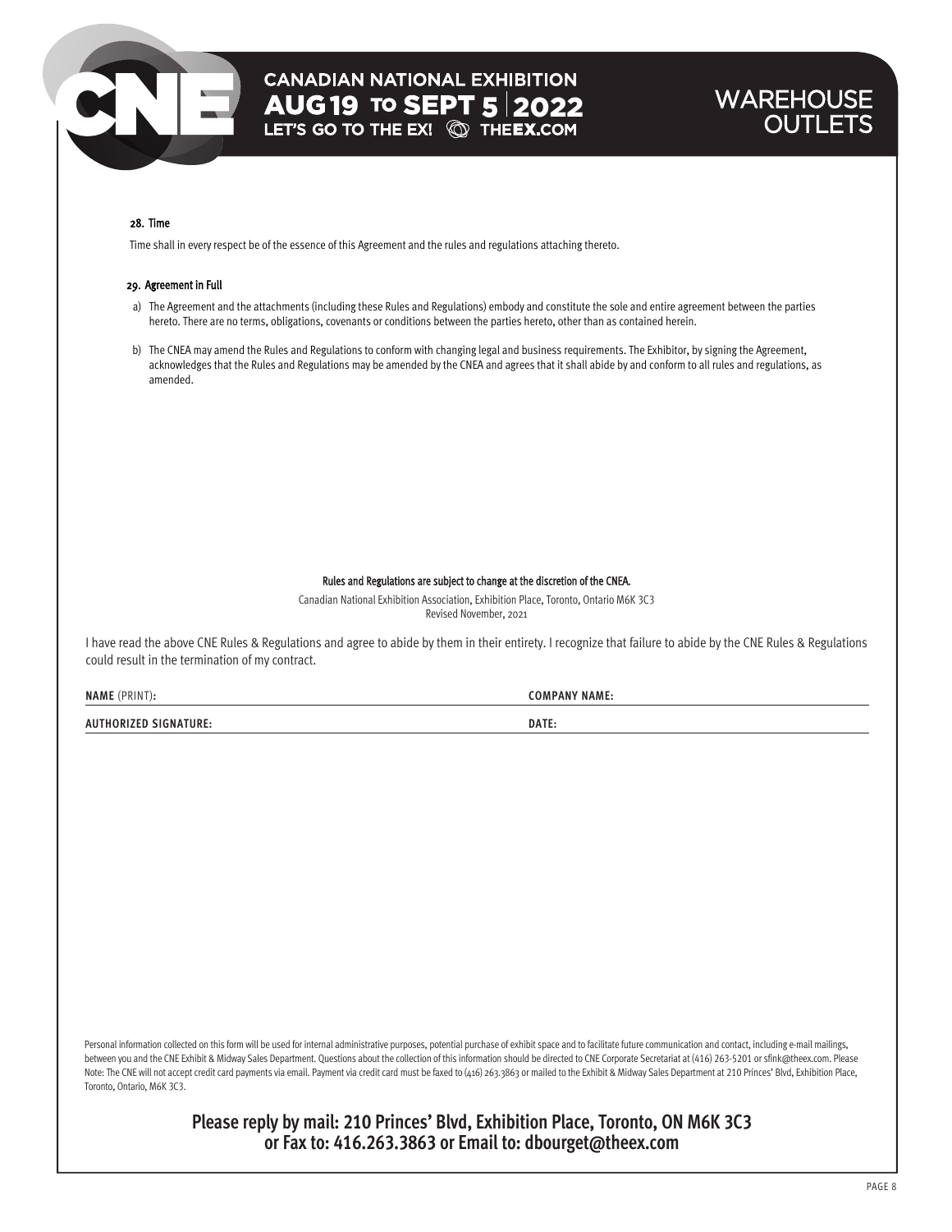#### 28. Time

Time shall in every respect be of the essence of this Agreement and the rules and regulations attaching thereto.

#### 29. Agreement in Full

a) The Agreement and the attachments (including these Rules and Regulations) embody and constitute the sole and entire agreement between the parties hereto. There are no terms, obligations, covenants or conditions between the parties hereto, other than as contained herein.

b) The CNEA may amend the Rules and Regulations to conform with changing legal and business requirements. The Exhibitor, by signing the Agreement, acknowledges that the Rules and Regulations may be amended by the CNEA and agrees that it shall abide by and conform to all rules and regulations, as amended.

**Rules and Regulations are subject to change at the discretion of the CNEA.**

Canadian National Exhibition Association, Exhibition Place, Toronto, Ontario M6K 3C3
Revised November, 2021

I have read the above CNE Rules & Regulations and agree to abide by them in their entirety. I recognize that failure to abide by the CNE Rules & Regulations could result in the termination of my contract.

**NAME** (PRINT): **COMPANY NAME:**

**AUTHORIZED SIGNATURE:** **DATE:**

Personal information collected on this form will be used for internal administrative purposes, potential purchase of exhibit space and to facilitate future communication and contact, including e-mail mailings, between you and the CNE Exhibit & Midway Sales Department. Questions about the collection of this information should be directed to CNE Corporate Secretariat at (416) 263-5201 or sfink@theex.com. Please Note: The CNE will not accept credit card payments via email. Payment via credit card must be faxed to (416) 263.3863 or mailed to the Exhibit & Midway Sales Department at 210 Princes' Blvd, Exhibition Place, Toronto, Ontario, M6K 3C3.

**Please reply by mail: 210 Princes' Blvd, Exhibition Place, Toronto, ON M6K 3C3
or Fax to: 416.263.3863 or Email to: dbourget@theex.com**